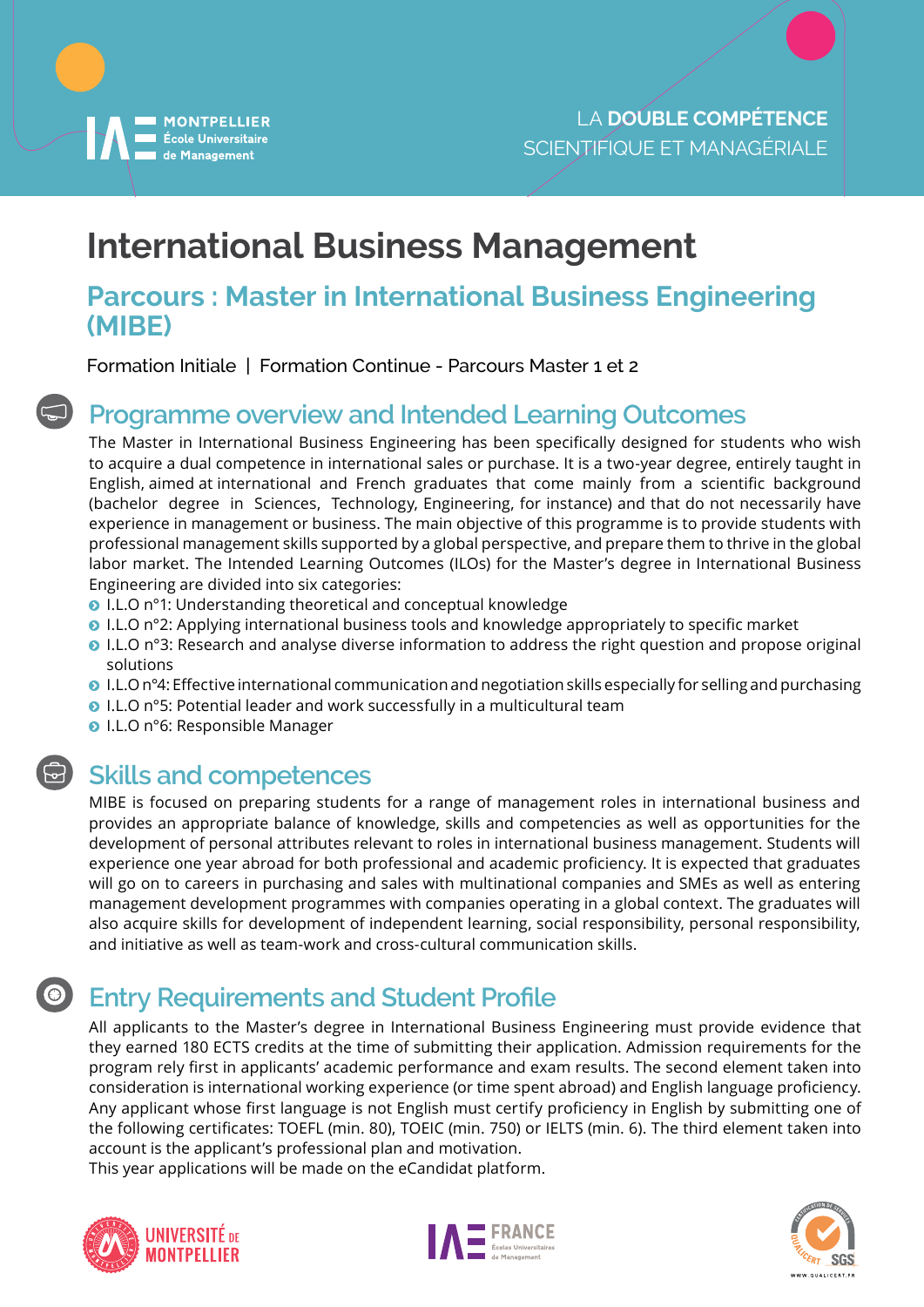MONTPELLIER
École Universitaire
de Management

LA **DOUBLE COMPÉTENCE**
SCIENTIFIQUE ET MANAGÉRIALE

# International Business Management

## Parcours : Master in International Business Engineering (MIBE)

Formation Initiale | Formation Continue - Parcours Master 1 et 2

## Programme overview and Intended Learning Outcomes

The Master in International Business Engineering has been specifically designed for students who wish to acquire a dual competence in international sales or purchase. It is a two-year degree, entirely taught in English, aimed at international and French graduates that come mainly from a scientific background (bachelor degree in Sciences, Technology, Engineering, for instance) and that do not necessarily have experience in management or business. The main objective of this programme is to provide students with professional management skills supported by a global perspective, and prepare them to thrive in the global labor market. The Intended Learning Outcomes (ILOs) for the Master's degree in International Business Engineering are divided into six categories:

- I.L.O n°1: Understanding theoretical and conceptual knowledge
- I.L.O n°2: Applying international business tools and knowledge appropriately to specific market
- I.L.O n°3: Research and analyse diverse information to address the right question and propose original solutions
- I.L.O n°4: Effective international communication and negotiation skills especially for selling and purchasing
- I.L.O n°5: Potential leader and work successfully in a multicultural team
- I.L.O n°6: Responsible Manager

## Skills and competences

MIBE is focused on preparing students for a range of management roles in international business and provides an appropriate balance of knowledge, skills and competencies as well as opportunities for the development of personal attributes relevant to roles in international business management. Students will experience one year abroad for both professional and academic proficiency. It is expected that graduates will go on to careers in purchasing and sales with multinational companies and SMEs as well as entering management development programmes with companies operating in a global context. The graduates will also acquire skills for development of independent learning, social responsibility, personal responsibility, and initiative as well as team-work and cross-cultural communication skills.

## Entry Requirements and Student Profile

All applicants to the Master's degree in International Business Engineering must provide evidence that they earned 180 ECTS credits at the time of submitting their application. Admission requirements for the program rely first in applicants' academic performance and exam results. The second element taken into consideration is international working experience (or time spent abroad) and English language proficiency. Any applicant whose first language is not English must certify proficiency in English by submitting one of the following certificates: TOEFL (min. 80), TOEIC (min. 750) or IELTS (min. 6). The third element taken into account is the applicant's professional plan and motivation.
This year applications will be made on the eCandidat platform.

UNIVERSITÉ DE MONTPELLIER | IAE FRANCE Écoles Universitaires de Management | QUALICERT SGS www.qualicert.fr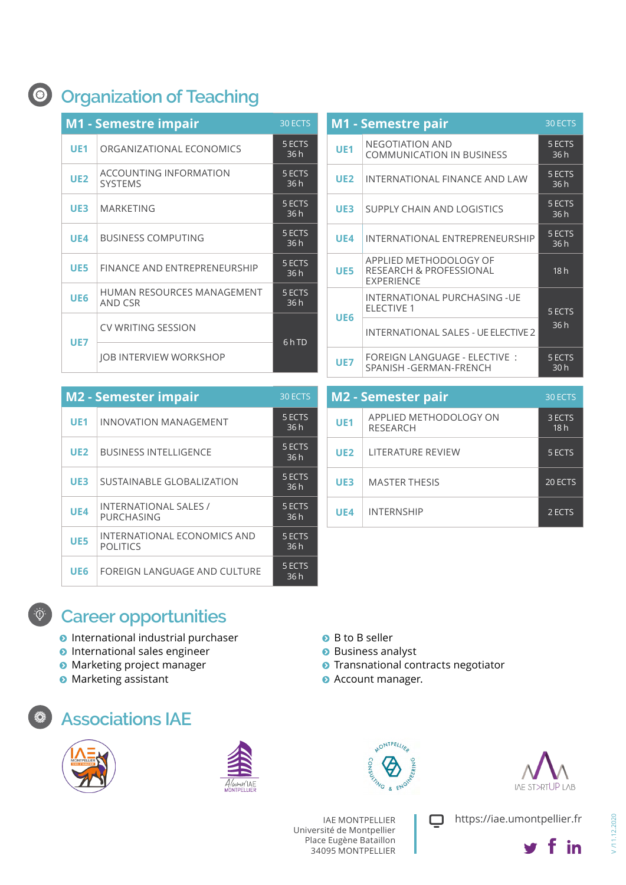## Organization of Teaching

| M1 - Semestre impair | | 30 ECTS |
|---|---|---|
| UE1 | ORGANIZATIONAL ECONOMICS | 5 ECTS 36 h |
| UE2 | ACCOUNTING INFORMATION SYSTEMS | 5 ECTS 36 h |
| UE3 | MARKETING | 5 ECTS 36 h |
| UE4 | BUSINESS COMPUTING | 5 ECTS 36 h |
| UE5 | FINANCE AND ENTREPRENEURSHIP | 5 ECTS 36 h |
| UE6 | HUMAN RESOURCES MANAGEMENT AND CSR | 5 ECTS 36 h |
| UE7 | CV WRITING SESSION | 6 h TD |
| | JOB INTERVIEW WORKSHOP | |

| M1 - Semestre pair | | 30 ECTS |
|---|---|---|
| UE1 | NEGOTIATION AND COMMUNICATION IN BUSINESS | 5 ECTS 36 h |
| UE2 | INTERNATIONAL FINANCE AND LAW | 5 ECTS 36 h |
| UE3 | SUPPLY CHAIN AND LOGISTICS | 5 ECTS 36 h |
| UE4 | INTERNATIONAL ENTREPRENEURSHIP | 5 ECTS 36 h |
| UE5 | APPLIED METHODOLOGY OF RESEARCH & PROFESSIONAL EXPERIENCE | 18 h |
| UE6 | INTERNATIONAL PURCHASING -UE ELECTIVE 1 | 5 ECTS 36 h |
| | INTERNATIONAL SALES - UE ELECTIVE 2 | |
| UE7 | FOREIGN LANGUAGE - ELECTIVE : SPANISH -GERMAN-FRENCH | 5 ECTS 30 h |

| M2 - Semester impair | | 30 ECTS |
|---|---|---|
| UE1 | INNOVATION MANAGEMENT | 5 ECTS 36 h |
| UE2 | BUSINESS INTELLIGENCE | 5 ECTS 36 h |
| UE3 | SUSTAINABLE GLOBALIZATION | 5 ECTS 36 h |
| UE4 | INTERNATIONAL SALES / PURCHASING | 5 ECTS 36 h |
| UE5 | INTERNATIONAL ECONOMICS AND POLITICS | 5 ECTS 36 h |
| UE6 | FOREIGN LANGUAGE AND CULTURE | 5 ECTS 36 h |

| M2 - Semester pair | | 30 ECTS |
|---|---|---|
| UE1 | APPLIED METHODOLOGY ON RESEARCH | 3 ECTS 18 h |
| UE2 | LITERATURE REVIEW | 5 ECTS |
| UE3 | MASTER THESIS | 20 ECTS |
| UE4 | INTERNSHIP | 2 ECTS |

## Career opportunities

- International industrial purchaser
- International sales engineer
- Marketing project manager
- Marketing assistant
- B to B seller
- Business analyst
- Transnational contracts negotiator
- Account manager.

## Associations IAE

IAE MONTPELLIER
Université de Montpellier
Place Eugène Bataillon
34095 MONTPELLIER

https://iae.umontpellier.fr